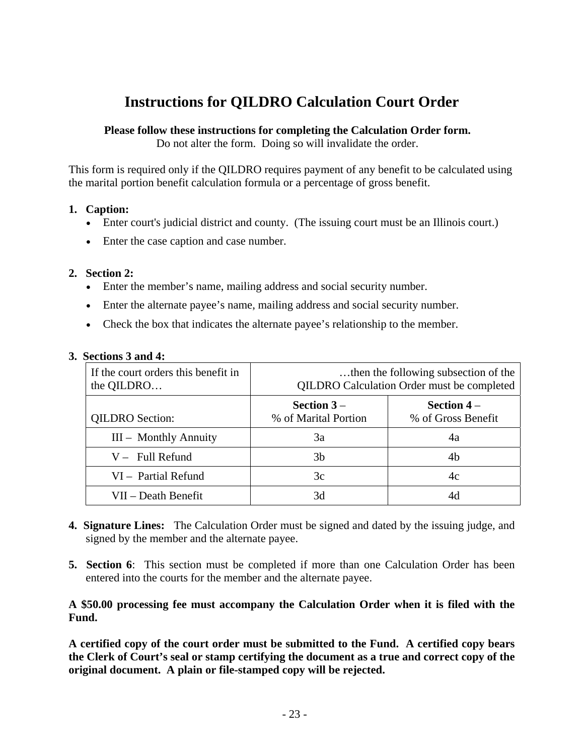# Instructions for QILDRO Calculation Court Order

**Please follow these instructions for completing the Calculation Order form.**
Do not alter the form. Doing so will invalidate the order.

This form is required only if the QILDRO requires payment of any benefit to be calculated using the marital portion benefit calculation formula or a percentage of gross benefit.

1. **Caption:**
   - Enter court's judicial district and county. (The issuing court must be an Illinois court.)
   - Enter the case caption and case number.

2. **Section 2:**
   - Enter the member's name, mailing address and social security number.
   - Enter the alternate payee's name, mailing address and social security number.
   - Check the box that indicates the alternate payee's relationship to the member.

3. **Sections 3 and 4:**

| If the court orders this benefit in the QILDRO… | …then the following subsection of the QILDRO Calculation Order must be completed | |
|---|---|---|
| QILDRO Section: | **Section 3** – % of Marital Portion | **Section 4** – % of Gross Benefit |
| III – Monthly Annuity | 3a | 4a |
| V – Full Refund | 3b | 4b |
| VI – Partial Refund | 3c | 4c |
| VII – Death Benefit | 3d | 4d |

4. **Signature Lines:** The Calculation Order must be signed and dated by the issuing judge, and signed by the member and the alternate payee.

5. **Section 6**: This section must be completed if more than one Calculation Order has been entered into the courts for the member and the alternate payee.

**A $50.00 processing fee must accompany the Calculation Order when it is filed with the Fund.**

**A certified copy of the court order must be submitted to the Fund. A certified copy bears the Clerk of Court's seal or stamp certifying the document as a true and correct copy of the original document. A plain or file-stamped copy will be rejected.**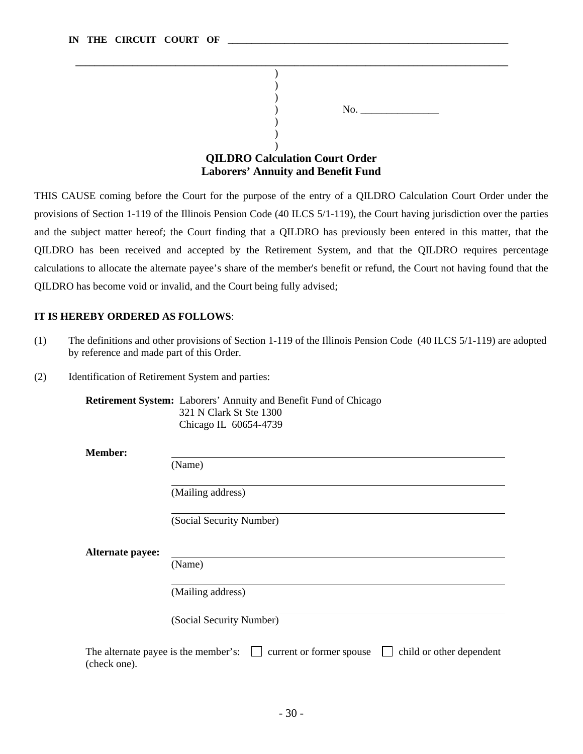**IN THE CIRCUIT COURT OF** \_\_\_\_\_\_\_\_\_\_\_\_\_\_\_\_\_\_\_\_\_\_\_\_\_\_\_\_\_\_\_\_\_\_\_\_\_\_\_\_\_\_\_\_\_\_\_\_\_\_\_\_\_\_\_\_\_\_

\_\_\_\_\_\_\_\_\_\_\_\_\_\_\_\_\_\_\_\_\_\_\_\_\_\_\_\_\_\_\_\_\_\_\_\_\_\_\_\_\_\_\_\_\_\_\_\_\_\_\_\_\_\_\_\_\_\_\_\_\_\_\_\_\_\_\_\_\_\_\_\_\_\_\_\_\_\_\_\_\_\_\_\_\_\_\_\_\_\_

)
)
)
) No. \_\_\_\_\_\_\_\_\_\_\_\_\_\_\_
)
)
)

**QILDRO Calculation Court Order**
**Laborers' Annuity and Benefit Fund**

THIS CAUSE coming before the Court for the purpose of the entry of a QILDRO Calculation Court Order under the provisions of Section 1-119 of the Illinois Pension Code (40 ILCS 5/1-119), the Court having jurisdiction over the parties and the subject matter hereof; the Court finding that a QILDRO has previously been entered in this matter, that the QILDRO has been received and accepted by the Retirement System, and that the QILDRO requires percentage calculations to allocate the alternate payee's share of the member's benefit or refund, the Court not having found that the QILDRO has become void or invalid, and the Court being fully advised;

**IT IS HEREBY ORDERED AS FOLLOWS**:

(1) The definitions and other provisions of Section 1-119 of the Illinois Pension Code (40 ILCS 5/1-119) are adopted by reference and made part of this Order.

(2) Identification of Retirement System and parties:

**Retirement System:** Laborers' Annuity and Benefit Fund of Chicago
321 N Clark St Ste 1300
Chicago IL 60654-4739

**Member:**

\_\_\_\_\_\_\_\_\_\_\_\_\_\_\_\_\_\_\_\_\_\_\_\_\_\_\_\_\_\_\_\_\_\_\_\_\_\_\_\_\_\_\_\_\_\_\_\_\_\_\_\_\_\_\_\_\_\_
(Name)

\_\_\_\_\_\_\_\_\_\_\_\_\_\_\_\_\_\_\_\_\_\_\_\_\_\_\_\_\_\_\_\_\_\_\_\_\_\_\_\_\_\_\_\_\_\_\_\_\_\_\_\_\_\_\_\_\_\_
(Mailing address)

\_\_\_\_\_\_\_\_\_\_\_\_\_\_\_\_\_\_\_\_\_\_\_\_\_\_\_\_\_\_\_\_\_\_\_\_\_\_\_\_\_\_\_\_\_\_\_\_\_\_\_\_\_\_\_\_\_\_
(Social Security Number)

**Alternate payee:**

\_\_\_\_\_\_\_\_\_\_\_\_\_\_\_\_\_\_\_\_\_\_\_\_\_\_\_\_\_\_\_\_\_\_\_\_\_\_\_\_\_\_\_\_\_\_\_\_\_\_\_\_\_\_\_\_\_\_
(Name)

\_\_\_\_\_\_\_\_\_\_\_\_\_\_\_\_\_\_\_\_\_\_\_\_\_\_\_\_\_\_\_\_\_\_\_\_\_\_\_\_\_\_\_\_\_\_\_\_\_\_\_\_\_\_\_\_\_\_
(Mailing address)

\_\_\_\_\_\_\_\_\_\_\_\_\_\_\_\_\_\_\_\_\_\_\_\_\_\_\_\_\_\_\_\_\_\_\_\_\_\_\_\_\_\_\_\_\_\_\_\_\_\_\_\_\_\_\_\_\_\_
(Social Security Number)

The alternate payee is the member's: ☐ current or former spouse ☐ child or other dependent (check one).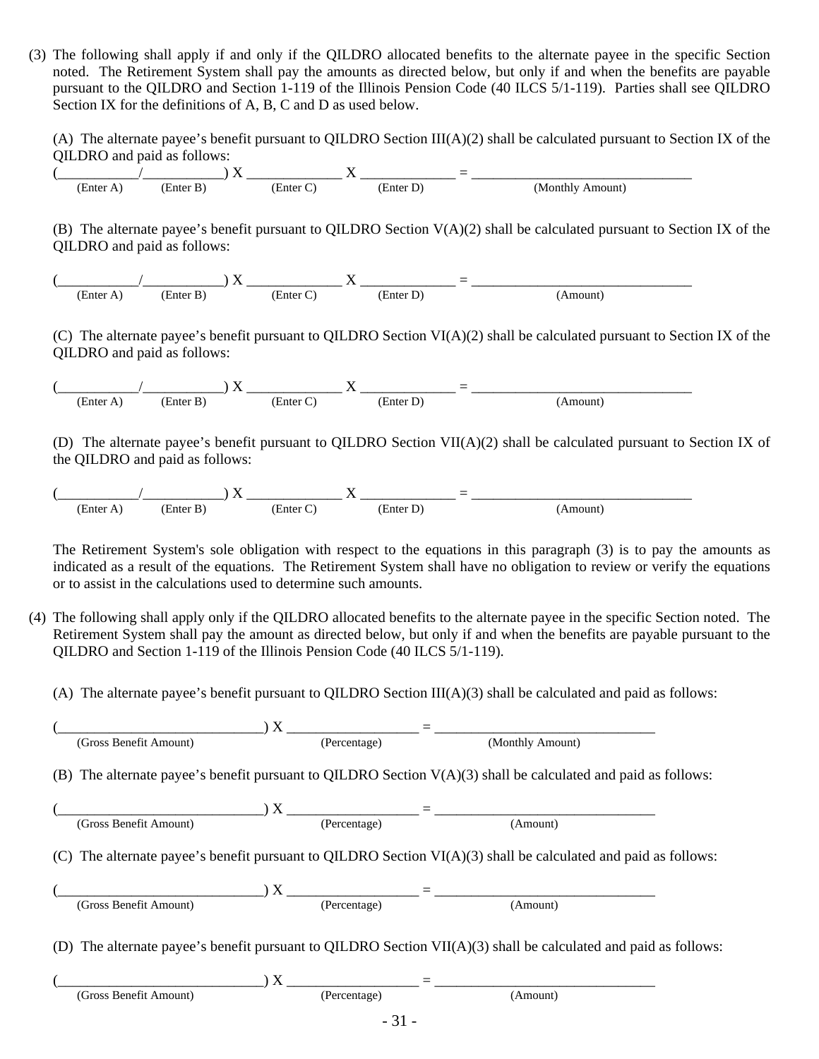(3) The following shall apply if and only if the QILDRO allocated benefits to the alternate payee in the specific Section noted. The Retirement System shall pay the amounts as directed below, but only if and when the benefits are payable pursuant to the QILDRO and Section 1-119 of the Illinois Pension Code (40 ILCS 5/1-119). Parties shall see QILDRO Section IX for the definitions of A, B, C and D as used below.

(A) The alternate payee's benefit pursuant to QILDRO Section III(A)(2) shall be calculated pursuant to Section IX of the QILDRO and paid as follows:

(___________/___________) X _____________ X _____________ = _______________________________
(Enter A) (Enter B) (Enter C) (Enter D) (Monthly Amount)

(B) The alternate payee's benefit pursuant to QILDRO Section V(A)(2) shall be calculated pursuant to Section IX of the QILDRO and paid as follows:

(___________/___________) X _____________ X _____________ = _______________________________
(Enter A) (Enter B) (Enter C) (Enter D) (Amount)

(C) The alternate payee's benefit pursuant to QILDRO Section VI(A)(2) shall be calculated pursuant to Section IX of the QILDRO and paid as follows:

(___________/___________) X _____________ X _____________ = _______________________________
(Enter A) (Enter B) (Enter C) (Enter D) (Amount)

(D) The alternate payee's benefit pursuant to QILDRO Section VII(A)(2) shall be calculated pursuant to Section IX of the QILDRO and paid as follows:

(___________/___________) X _____________ X _____________ = _______________________________
(Enter A) (Enter B) (Enter C) (Enter D) (Amount)

The Retirement System's sole obligation with respect to the equations in this paragraph (3) is to pay the amounts as indicated as a result of the equations. The Retirement System shall have no obligation to review or verify the equations or to assist in the calculations used to determine such amounts.

(4) The following shall apply only if the QILDRO allocated benefits to the alternate payee in the specific Section noted. The Retirement System shall pay the amount as directed below, but only if and when the benefits are payable pursuant to the QILDRO and Section 1-119 of the Illinois Pension Code (40 ILCS 5/1-119).

(A) The alternate payee's benefit pursuant to QILDRO Section III(A)(3) shall be calculated and paid as follows:

(_____________________________) X __________________ = _______________________________
(Gross Benefit Amount) (Percentage) (Monthly Amount)

(B) The alternate payee's benefit pursuant to QILDRO Section V(A)(3) shall be calculated and paid as follows:

(_____________________________) X __________________ = _______________________________
(Gross Benefit Amount) (Percentage) (Amount)

(C) The alternate payee's benefit pursuant to QILDRO Section VI(A)(3) shall be calculated and paid as follows:

(_____________________________) X __________________ = _______________________________
(Gross Benefit Amount) (Percentage) (Amount)

(D) The alternate payee's benefit pursuant to QILDRO Section VII(A)(3) shall be calculated and paid as follows:

(_____________________________) X __________________ = _______________________________
(Gross Benefit Amount) (Percentage) (Amount)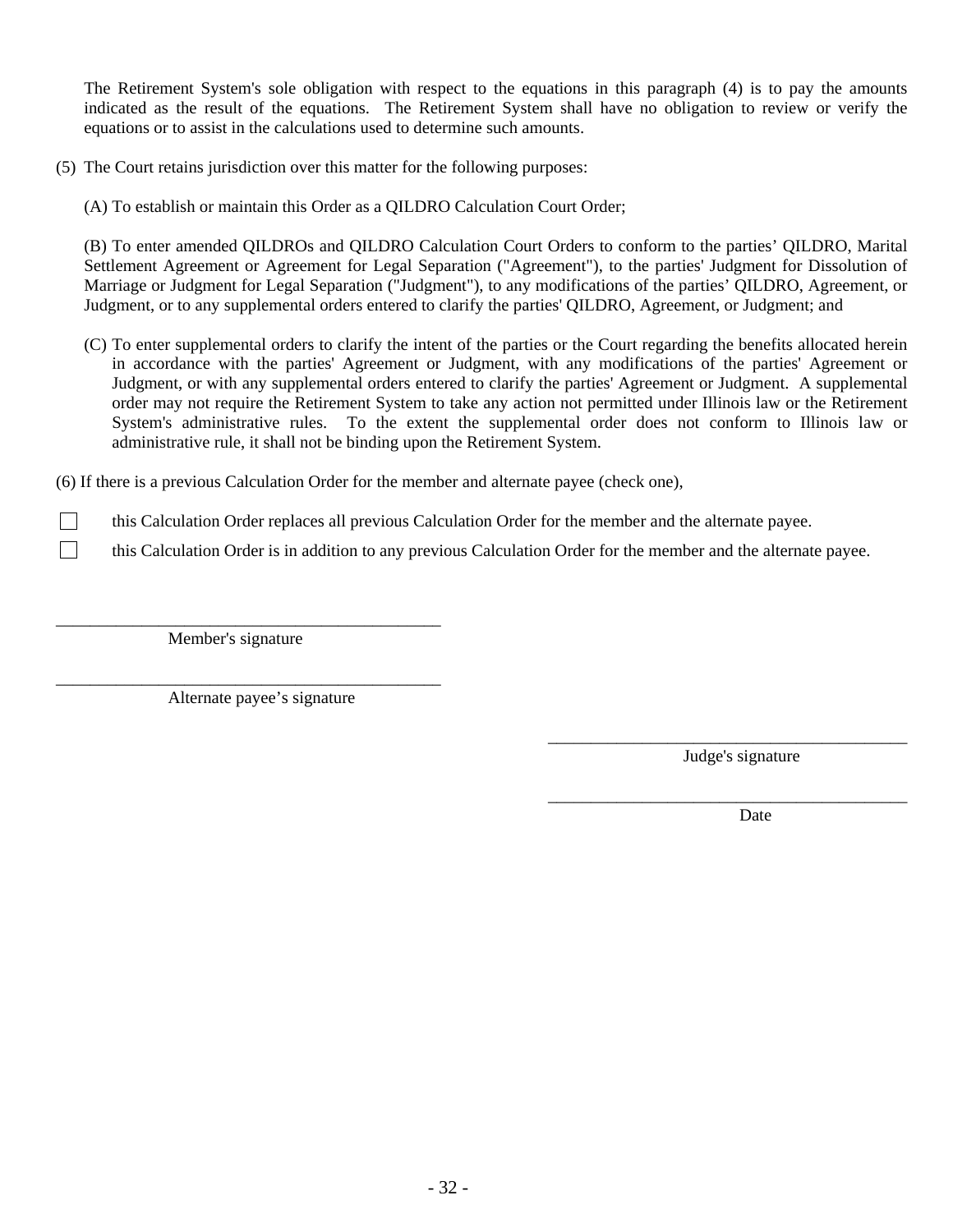The Retirement System's sole obligation with respect to the equations in this paragraph (4) is to pay the amounts indicated as the result of the equations. The Retirement System shall have no obligation to review or verify the equations or to assist in the calculations used to determine such amounts.

(5) The Court retains jurisdiction over this matter for the following purposes:

(A) To establish or maintain this Order as a QILDRO Calculation Court Order;

(B) To enter amended QILDROs and QILDRO Calculation Court Orders to conform to the parties' QILDRO, Marital Settlement Agreement or Agreement for Legal Separation ("Agreement"), to the parties' Judgment for Dissolution of Marriage or Judgment for Legal Separation ("Judgment"), to any modifications of the parties' QILDRO, Agreement, or Judgment, or to any supplemental orders entered to clarify the parties' QILDRO, Agreement, or Judgment; and

(C) To enter supplemental orders to clarify the intent of the parties or the Court regarding the benefits allocated herein in accordance with the parties' Agreement or Judgment, with any modifications of the parties' Agreement or Judgment, or with any supplemental orders entered to clarify the parties' Agreement or Judgment. A supplemental order may not require the Retirement System to take any action not permitted under Illinois law or the Retirement System's administrative rules. To the extent the supplemental order does not conform to Illinois law or administrative rule, it shall not be binding upon the Retirement System.

(6) If there is a previous Calculation Order for the member and alternate payee (check one),

☐ this Calculation Order replaces all previous Calculation Order for the member and the alternate payee.

☐ this Calculation Order is in addition to any previous Calculation Order for the member and the alternate payee.

\_\_\_\_\_\_\_\_\_\_\_\_\_\_\_\_\_\_\_\_\_\_\_\_\_\_\_\_\_\_\_\_\_\_\_\_\_\_\_\_\_\_\_\_
Member's signature

\_\_\_\_\_\_\_\_\_\_\_\_\_\_\_\_\_\_\_\_\_\_\_\_\_\_\_\_\_\_\_\_\_\_\_\_\_\_\_\_\_\_\_\_
Alternate payee's signature

\_\_\_\_\_\_\_\_\_\_\_\_\_\_\_\_\_\_\_\_\_\_\_\_\_\_\_\_\_\_\_\_\_\_\_\_\_\_\_\_\_\_\_\_
Judge's signature

\_\_\_\_\_\_\_\_\_\_\_\_\_\_\_\_\_\_\_\_\_\_\_\_\_\_\_\_\_\_\_\_\_\_\_\_\_\_\_\_\_\_\_\_
Date